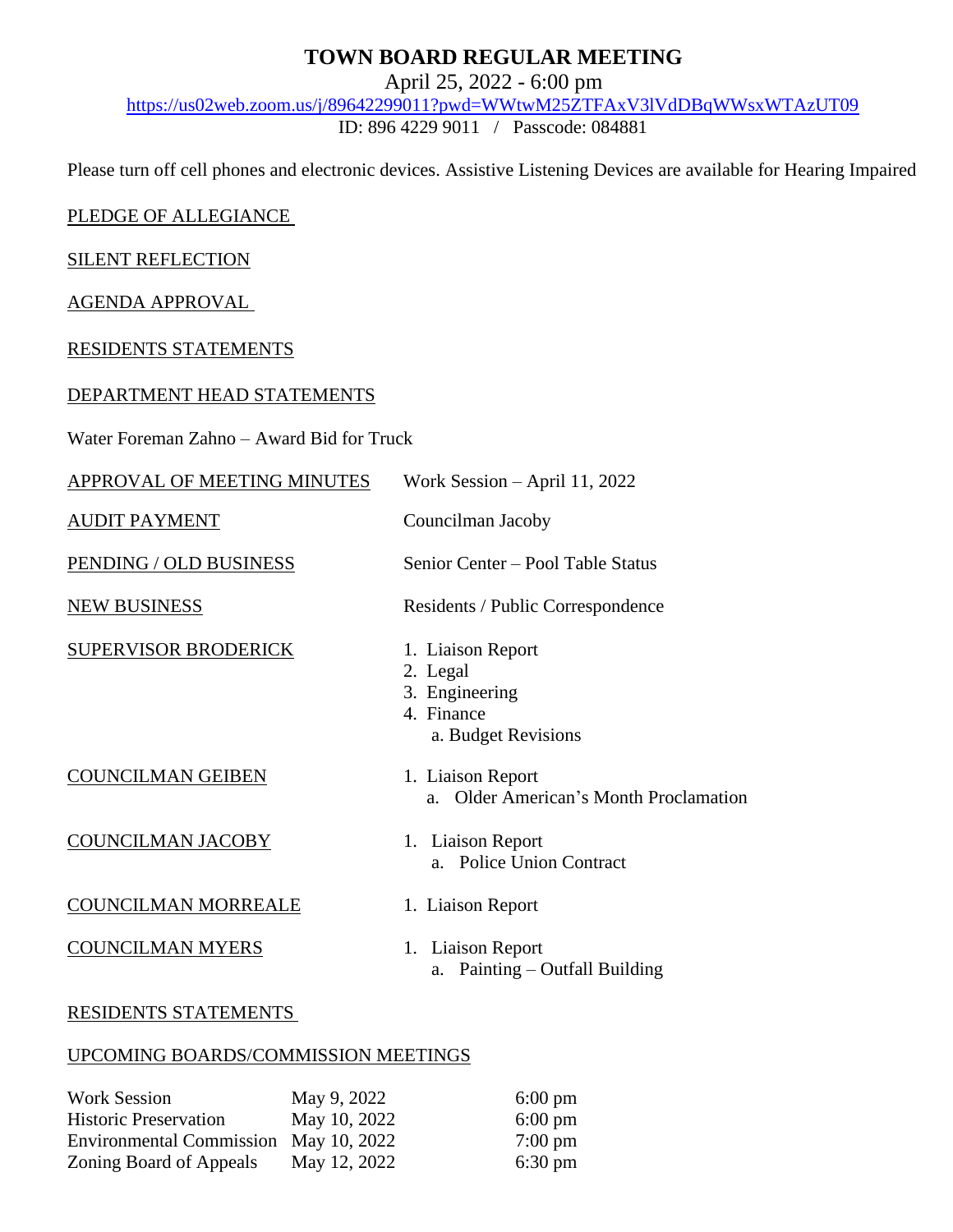# TOWN BOARD REGULAR MEETING

April 25, 2022 - 6:00 pm

https://us02web.zoom.us/j/89642299011?pwd=WWtwM25ZTFAxV3lVdDBqWWsxWTAzUT09

ID: 896 4229 9011 / Passcode: 084881

Please turn off cell phones and electronic devices. Assistive Listening Devices are available for Hearing Impaired

PLEDGE OF ALLEGIANCE

SILENT REFLECTION

AGENDA APPROVAL

RESIDENTS STATEMENTS

DEPARTMENT HEAD STATEMENTS

Water Foreman Zahno – Award Bid for Truck

APPROVAL OF MEETING MINUTES — Work Session – April 11, 2022

AUDIT PAYMENT — Councilman Jacoby

PENDING / OLD BUSINESS — Senior Center – Pool Table Status

NEW BUSINESS — Residents / Public Correspondence

SUPERVISOR BRODERICK

1. Liaison Report
2. Legal
3. Engineering
4. Finance
   a. Budget Revisions

COUNCILMAN GEIBEN

1. Liaison Report
   a. Older American's Month Proclamation

COUNCILMAN JACOBY

1. Liaison Report
   a. Police Union Contract

COUNCILMAN MORREALE

1. Liaison Report

COUNCILMAN MYERS

1. Liaison Report
   a. Painting – Outfall Building

RESIDENTS STATEMENTS

UPCOMING BOARDS/COMMISSION MEETINGS

| | | |
|---|---|---|
| Work Session | May 9, 2022 | 6:00 pm |
| Historic Preservation | May 10, 2022 | 6:00 pm |
| Environmental Commission | May 10, 2022 | 7:00 pm |
| Zoning Board of Appeals | May 12, 2022 | 6:30 pm |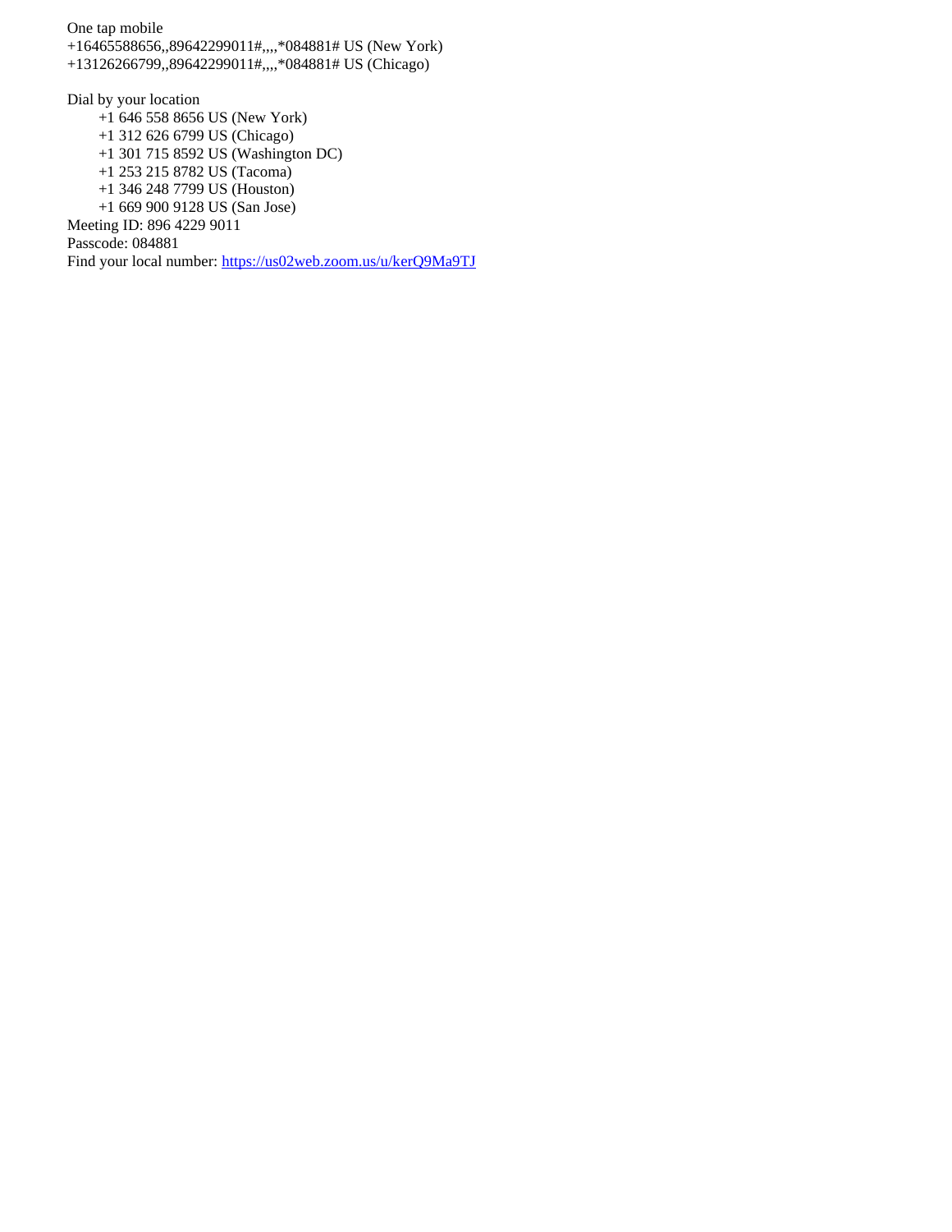One tap mobile
+16465588656,,89642299011#,,,,*084881# US (New York)
+13126266799,,89642299011#,,,,*084881# US (Chicago)

Dial by your location
 +1 646 558 8656 US (New York)
 +1 312 626 6799 US (Chicago)
 +1 301 715 8592 US (Washington DC)
 +1 253 215 8782 US (Tacoma)
 +1 346 248 7799 US (Houston)
 +1 669 900 9128 US (San Jose)
Meeting ID: 896 4229 9011
Passcode: 084881
Find your local number: https://us02web.zoom.us/u/kerQ9Ma9TJ